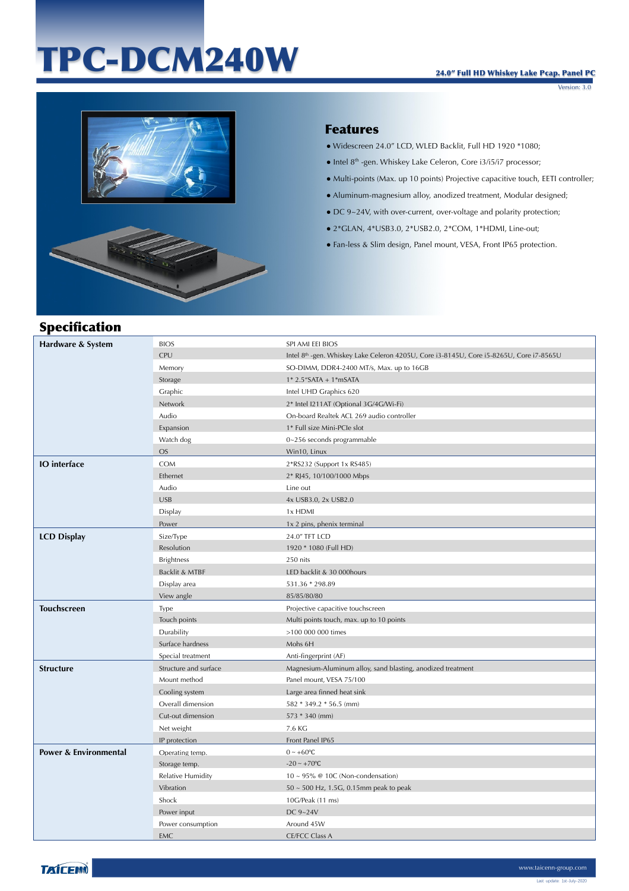# TPC-DCM240W

**24.0" Full HD Whiskey Lake Pcap. Panel PC**

Version: 3.0

## Features

- Widescreen 24.0" LCD, WLED Backlit, Full HD 1920 *1080;
- Intel 8th -gen. Whiskey Lake Celeron, Core i3/i5/i7 processor;
- Multi-points (Max. up 10 points) Projective capacitive touch, EETI controller;
- Aluminum-magnesium alloy, anodized treatment, Modular designed;
- DC 9~24V, with over-current, over-voltage and polarity protection;
- 2*GLAN, 4*USB3.0, 2*USB2.0, 2*COM, 1*HDMI, Line-out;
- Fan-less & Slim design, Panel mount, VESA, Front IP65 protection.

## Specification

| | | |
|---|---|---|
| **Hardware & System** | BIOS | SPI AMI EEI BIOS |
| | CPU | Intel 8th -gen. Whiskey Lake Celeron 4205U, Core i3-8145U, Core i5-8265U, Core i7-8565U |
| | Memory | SO-DIMM, DDR4-2400 MT/s, Max. up to 16GB |
| | Storage | 1* 2.5"SATA + 1*mSATA |
| | Graphic | Intel UHD Graphics 620 |
| | Network | 2* Intel I211AT (Optional 3G/4G/Wi-Fi) |
| | Audio | On-board Realtek ACL 269 audio controller |
| | Expansion | 1* Full size Mini-PCIe slot |
| | Watch dog | 0~256 seconds programmable |
| | OS | Win10, Linux |
| **IO interface** | COM | 2*RS232 (Support 1x RS485) |
| | Ethernet | 2* RJ45, 10/100/1000 Mbps |
| | Audio | Line out |
| | USB | 4x USB3.0, 2x USB2.0 |
| | Display | 1x HDMI |
| | Power | 1x 2 pins, phenix terminal |
| **LCD Display** | Size/Type | 24.0" TFT LCD |
| | Resolution | 1920 * 1080 (Full HD) |
| | Brightness | 250 nits |
| | Backlit & MTBF | LED backlit & 30 000hours |
| | Display area | 531.36 * 298.89 |
| | View angle | 85/85/80/80 |
| **Touchscreen** | Type | Projective capacitive touchscreen |
| | Touch points | Multi points touch, max. up to 10 points |
| | Durability | >100 000 000 times |
| | Surface hardness | Mohs 6H |
| | Special treatment | Anti-fingerprint (AF) |
| **Structure** | Structure and surface | Magnesium-Aluminum alloy, sand blasting, anodized treatment |
| | Mount method | Panel mount, VESA 75/100 |
| | Cooling system | Large area finned heat sink |
| | Overall dimension | 582 * 349.2 * 56.5 (mm) |
| | Cut-out dimension | 573 * 340 (mm) |
| | Net weight | 7.6 KG |
| | IP protection | Front Panel IP65 |
| **Power & Environmental** | Operating temp. | 0 ~ +60℃ |
| | Storage temp. | -20 ~ +70℃ |
| | Relative Humidity | 10 ~ 95% @ 10C (Non-condensation) |
| | Vibration | 50 ~ 500 Hz, 1.5G, 0.15mm peak to peak |
| | Shock | 10G/Peak (11 ms) |
| | Power input | DC 9~24V |
| | Power consumption | Around 45W |
| | EMC | CE/FCC Class A |

www.taicenn-group.com

Last update: 1st-July-2020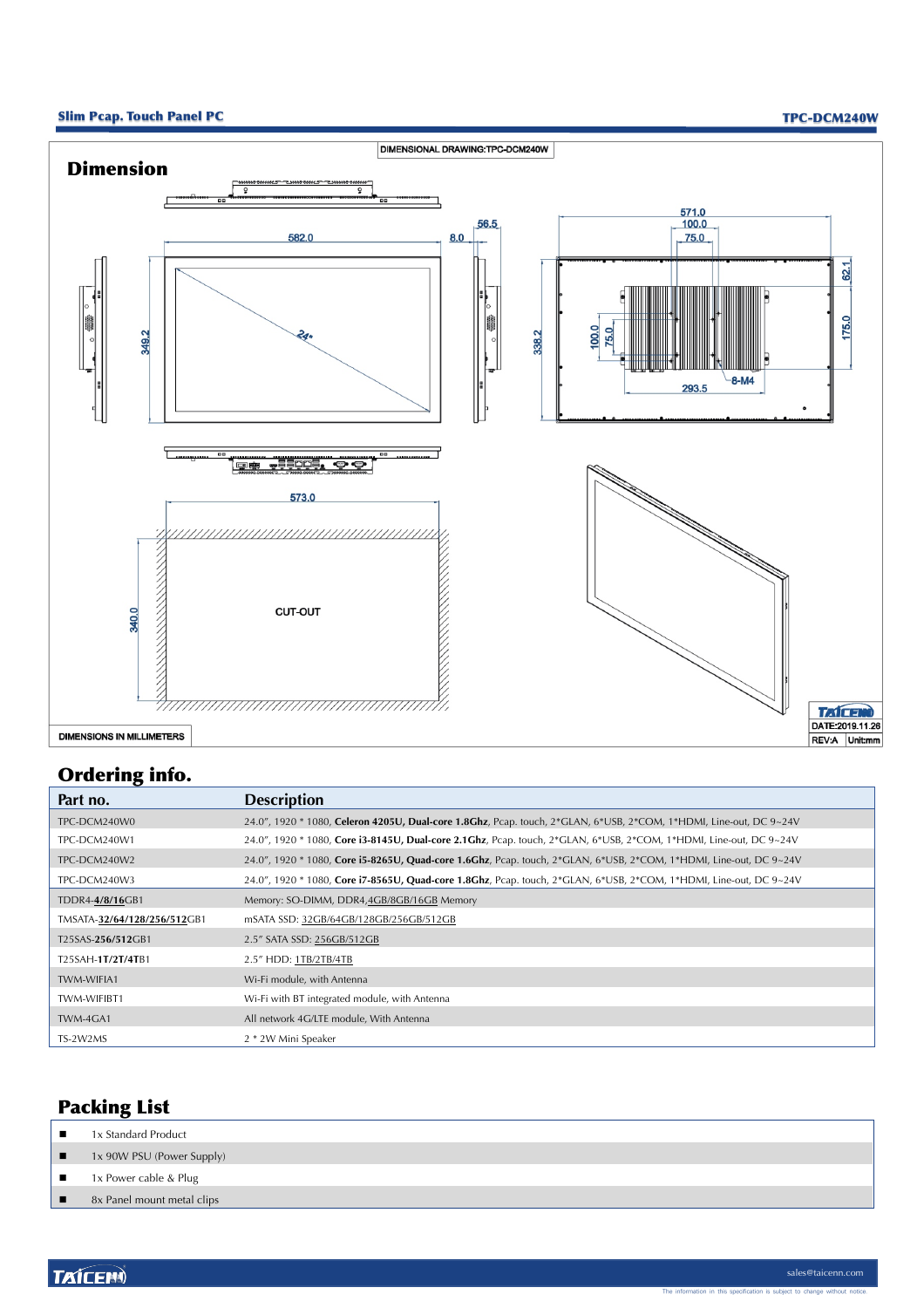## Dimension

DIMENSIONAL DRAWING:TPC-DCM240W

582.0
8.0
56.5
571.0
100.0
75.0
349.2
24"
338.2
100.0
75.0
62.1
175.0
293.5
8-M4
573.0
340.0
CUT-OUT

DIMENSIONS IN MILLIMETERS

DATE:2019.11.26
REV:A Unit:mm

## Ordering info.

| Part no. | Description |
|---|---|
| TPC-DCM240W0 | 24.0", 1920 * 1080, **Celeron 4205U, Dual-core 1.8Ghz**, Pcap. touch, 2*GLAN, 6*USB, 2*COM, 1*HDMI, Line-out, DC 9~24V |
| TPC-DCM240W1 | 24.0", 1920 * 1080, **Core i3-8145U, Dual-core 2.1Ghz**, Pcap. touch, 2*GLAN, 6*USB, 2*COM, 1*HDMI, Line-out, DC 9~24V |
| TPC-DCM240W2 | 24.0", 1920 * 1080, **Core i5-8265U, Quad-core 1.6Ghz**, Pcap. touch, 2*GLAN, 6*USB, 2*COM, 1*HDMI, Line-out, DC 9~24V |
| TPC-DCM240W3 | 24.0", 1920 * 1080, **Core i7-8565U, Quad-core 1.8Ghz**, Pcap. touch, 2*GLAN, 6*USB, 2*COM, 1*HDMI, Line-out, DC 9~24V |
| TDDR4-**4/8/16**GB1 | Memory: SO-DIMM, DDR4,4GB/8GB/16GB Memory |
| TMSATA-**32/64/128/256/512**GB1 | mSATA SSD: 32GB/64GB/128GB/256GB/512GB |
| T25SAS-**256/512**GB1 | 2.5" SATA SSD: 256GB/512GB |
| T25SAH-**1T/2T/4T**B1 | 2.5" HDD: 1TB/2TB/4TB |
| TWM-WIFIA1 | Wi-Fi module, with Antenna |
| TWM-WIFIBT1 | Wi-Fi with BT integrated module, with Antenna |
| TWM-4GA1 | All network 4G/LTE module, With Antenna |
| TS-2W2MS | 2 * 2W Mini Speaker |

## Packing List

- 1x Standard Product
- 1x 90W PSU (Power Supply)
- 1x Power cable & Plug
- 8x Panel mount metal clips

sales@taicenn.com

The information in this specification is subject to change without notice